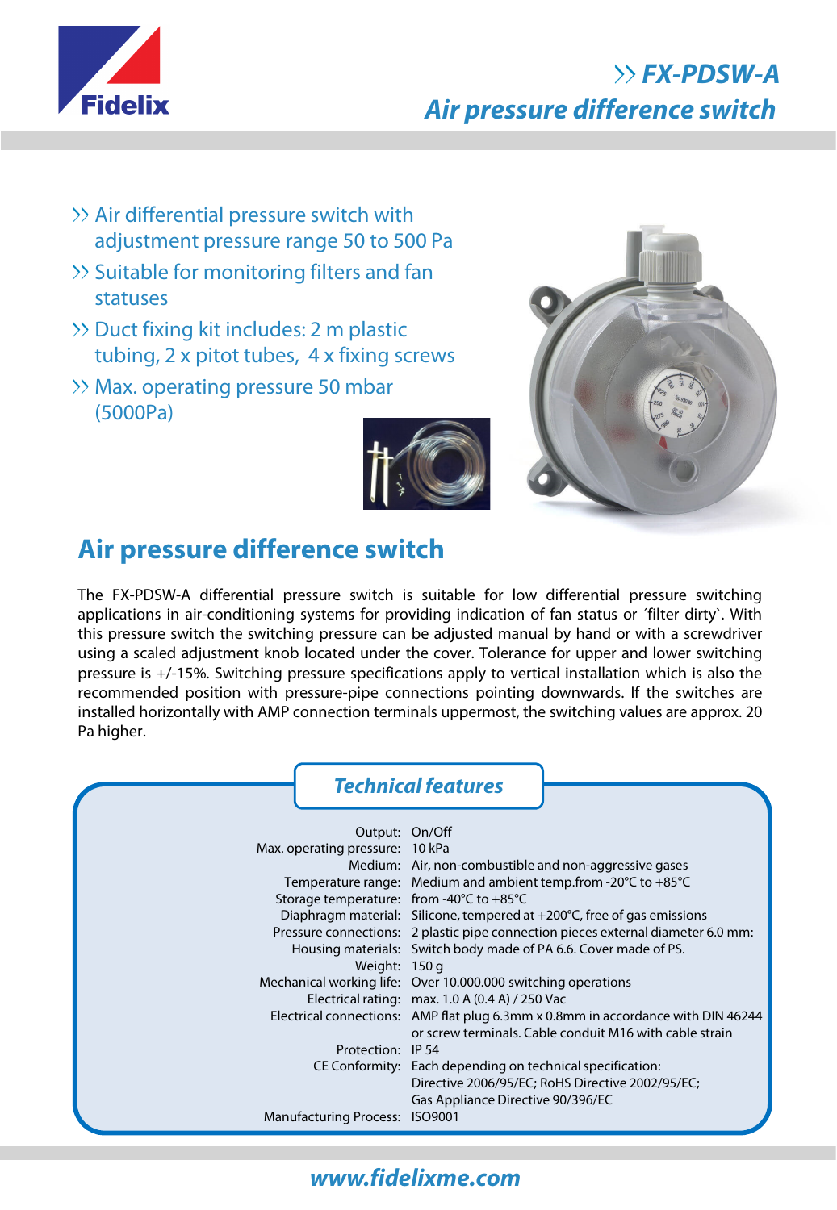# ›› FX-PDSW-A

## Air pressure difference switch

- ›› Air differential pressure switch with adjustment pressure range 50 to 500 Pa
- ›› Suitable for monitoring filters and fan statuses
- ›› Duct fixing kit includes: 2 m plastic tubing, 2 x pitot tubes, 4 x fixing screws
- ›› Max. operating pressure 50 mbar (5000Pa)

## Air pressure difference switch

The FX-PDSW-A differential pressure switch is suitable for low differential pressure switching applications in air-conditioning systems for providing indication of fan status or ´filter dirty`. With this pressure switch the switching pressure can be adjusted manual by hand or with a screwdriver using a scaled adjustment knob located under the cover. Tolerance for upper and lower switching pressure is +/-15%. Switching pressure specifications apply to vertical installation which is also the recommended position with pressure-pipe connections pointing downwards. If the switches are installed horizontally with AMP connection terminals uppermost, the switching values are approx. 20 Pa higher.

### Technical features

| | |
|---|---|
| Output: | On/Off |
| Max. operating pressure: | 10 kPa |
| Medium: | Air, non-combustible and non-aggressive gases |
| Temperature range: | Medium and ambient temp.from -20°C to +85°C |
| Storage temperature: | from -40°C to +85°C |
| Diaphragm material: | Silicone, tempered at +200°C, free of gas emissions |
| Pressure connections: | 2 plastic pipe connection pieces external diameter 6.0 mm: |
| Housing materials: | Switch body made of PA 6.6. Cover made of PS. |
| Weight: | 150 g |
| Mechanical working life: | Over 10.000.000 switching operations |
| Electrical rating: | max. 1.0 A (0.4 A) / 250 Vac |
| Electrical connections: | AMP flat plug 6.3mm x 0.8mm in accordance with DIN 46244 or screw terminals. Cable conduit M16 with cable strain |
| Protection: | IP 54 |
| CE Conformity: | Each depending on technical specification: Directive 2006/95/EC; RoHS Directive 2002/95/EC; Gas Appliance Directive 90/396/EC |
| Manufacturing Process: | ISO9001 |

www.fidelixme.com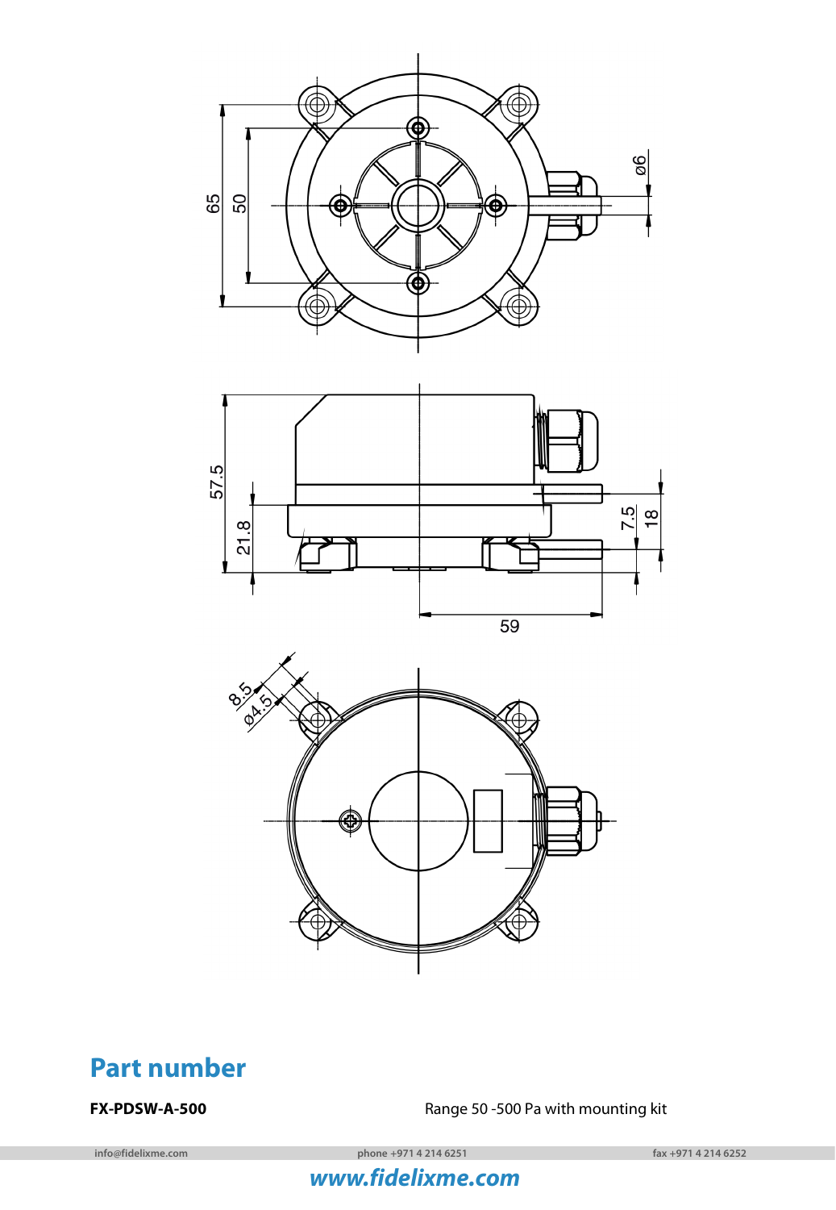65

50

ø6

57.5

21.8

7.5

18

59

8.5

ø4.5

## Part number

**FX-PDSW-A-500** Range 50 -500 Pa with mounting kit